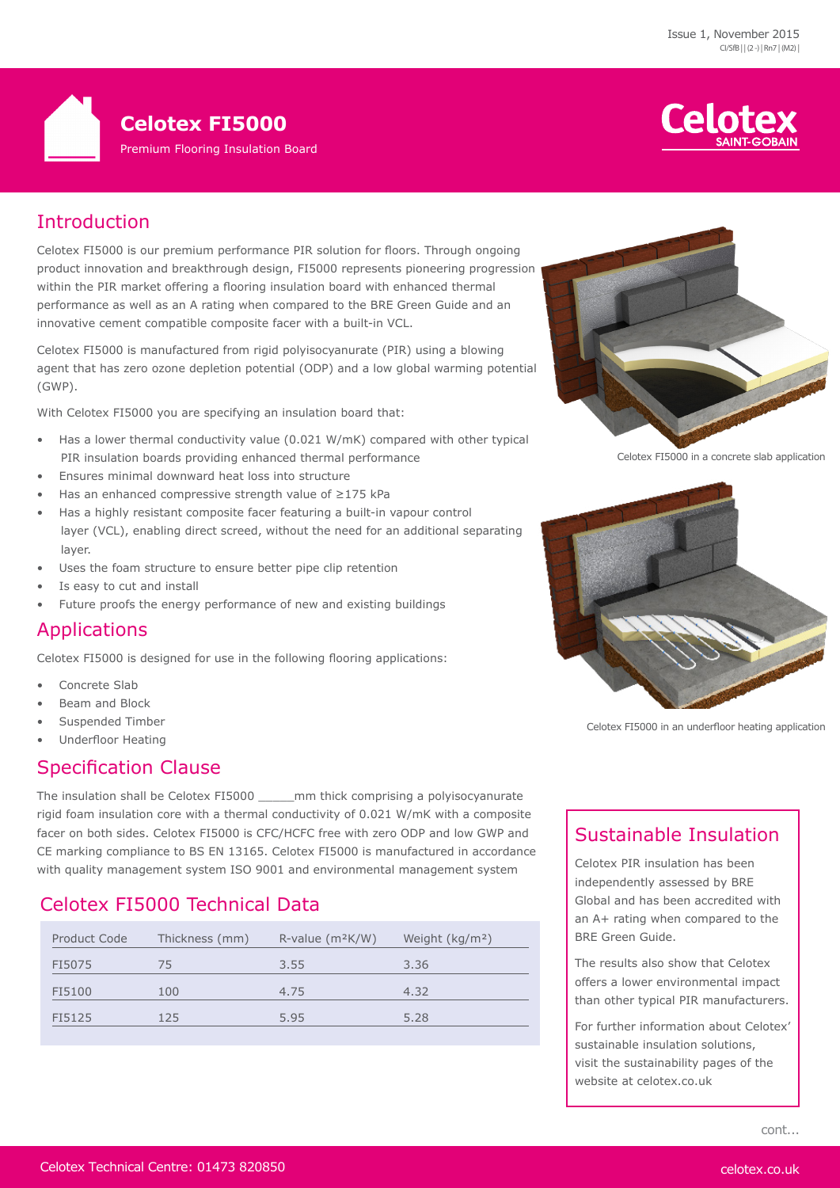Issue 1, November 2015
CI/SfB | | (2 -) | Rn7 | (M2) |

# Celotex FI5000

Premium Flooring Insulation Board

## Introduction

Celotex FI5000 is our premium performance PIR solution for floors. Through ongoing product innovation and breakthrough design, FI5000 represents pioneering progression within the PIR market offering a flooring insulation board with enhanced thermal performance as well as an A rating when compared to the BRE Green Guide and an innovative cement compatible composite facer with a built-in VCL.

Celotex FI5000 is manufactured from rigid polyisocyanurate (PIR) using a blowing agent that has zero ozone depletion potential (ODP) and a low global warming potential (GWP).

With Celotex FI5000 you are specifying an insulation board that:

- Has a lower thermal conductivity value (0.021 W/mK) compared with other typical PIR insulation boards providing enhanced thermal performance
- Ensures minimal downward heat loss into structure
- Has an enhanced compressive strength value of ≥175 kPa
- Has a highly resistant composite facer featuring a built-in vapour control layer (VCL), enabling direct screed, without the need for an additional separating layer.
- Uses the foam structure to ensure better pipe clip retention
- Is easy to cut and install
- Future proofs the energy performance of new and existing buildings

Celotex FI5000 in a concrete slab application

Celotex FI5000 in an underfloor heating application

## Applications

Celotex FI5000 is designed for use in the following flooring applications:

- Concrete Slab
- Beam and Block
- Suspended Timber
- Underfloor Heating

## Specification Clause

The insulation shall be Celotex FI5000 _____mm thick comprising a polyisocyanurate rigid foam insulation core with a thermal conductivity of 0.021 W/mK with a composite facer on both sides. Celotex FI5000 is CFC/HCFC free with zero ODP and low GWP and CE marking compliance to BS EN 13165. Celotex FI5000 is manufactured in accordance with quality management system ISO 9001 and environmental management system

## Celotex FI5000 Technical Data

| Product Code | Thickness (mm) | R-value ($m^2K/W$) | Weight ($kg/m^2$) |
|---|---|---|---|
| FI5075 | 75 | 3.55 | 3.36 |
| FI5100 | 100 | 4.75 | 4.32 |
| FI5125 | 125 | 5.95 | 5.28 |

## Sustainable Insulation

Celotex PIR insulation has been independently assessed by BRE Global and has been accredited with an A+ rating when compared to the BRE Green Guide.

The results also show that Celotex offers a lower environmental impact than other typical PIR manufacturers.

For further information about Celotex' sustainable insulation solutions, visit the sustainability pages of the website at celotex.co.uk

cont...

Celotex Technical Centre: 01473 820850

celotex.co.uk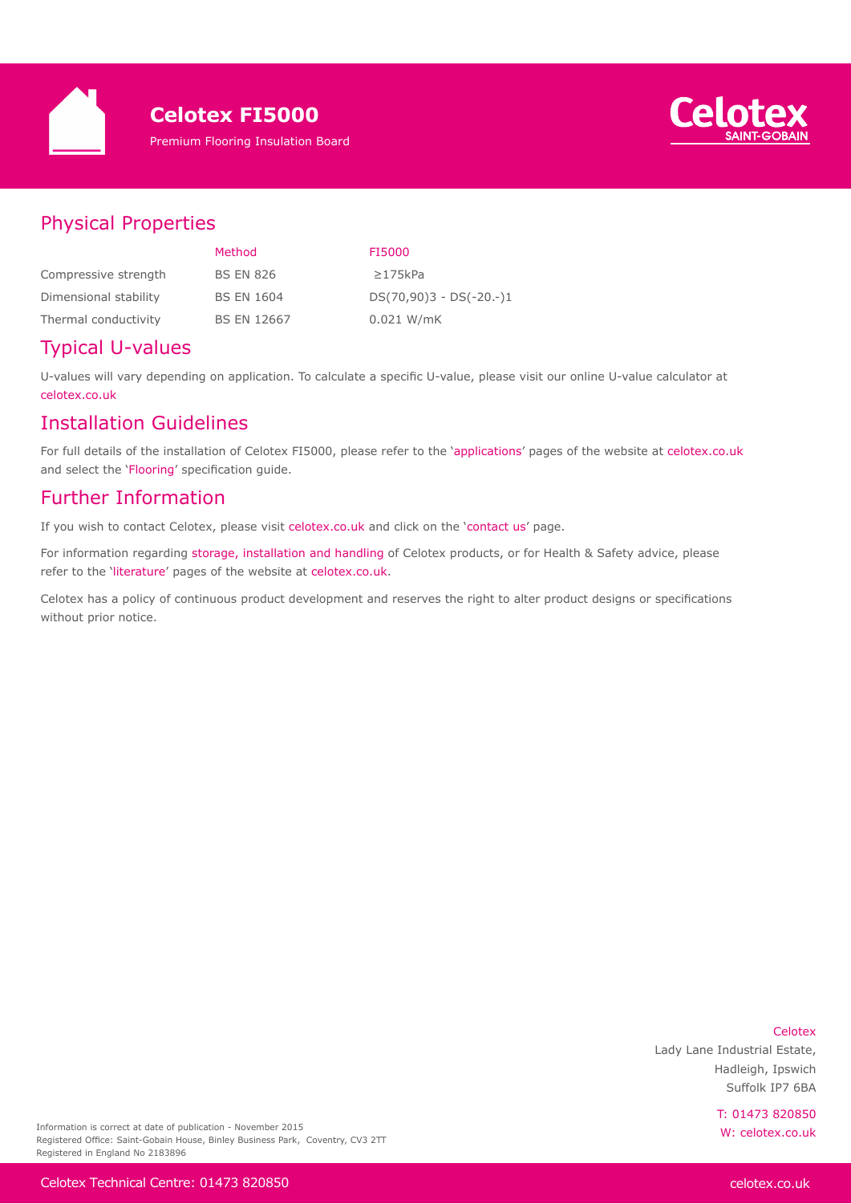# Celotex FI5000

Premium Flooring Insulation Board

## Physical Properties

| | Method | FI5000 |
|---|---|---|
| Compressive strength | BS EN 826 | ≥175kPa |
| Dimensional stability | BS EN 1604 | DS(70,90)3 - DS(-20.-)1 |
| Thermal conductivity | BS EN 12667 | 0.021 W/mK |

## Typical U-values

U-values will vary depending on application. To calculate a specific U-value, please visit our online U-value calculator at celotex.co.uk

## Installation Guidelines

For full details of the installation of Celotex FI5000, please refer to the 'applications' pages of the website at celotex.co.uk and select the 'Flooring' specification guide.

## Further Information

If you wish to contact Celotex, please visit celotex.co.uk and click on the 'contact us' page.

For information regarding storage, installation and handling of Celotex products, or for Health & Safety advice, please refer to the 'literature' pages of the website at celotex.co.uk.

Celotex has a policy of continuous product development and reserves the right to alter product designs or specifications without prior notice.

Celotex
Lady Lane Industrial Estate,
Hadleigh, Ipswich
Suffolk IP7 6BA

T: 01473 820850
W: celotex.co.uk

Information is correct at date of publication - November 2015
Registered Office: Saint-Gobain House, Binley Business Park, Coventry, CV3 2TT
Registered in England No 2183896

Celotex Technical Centre: 01473 820850